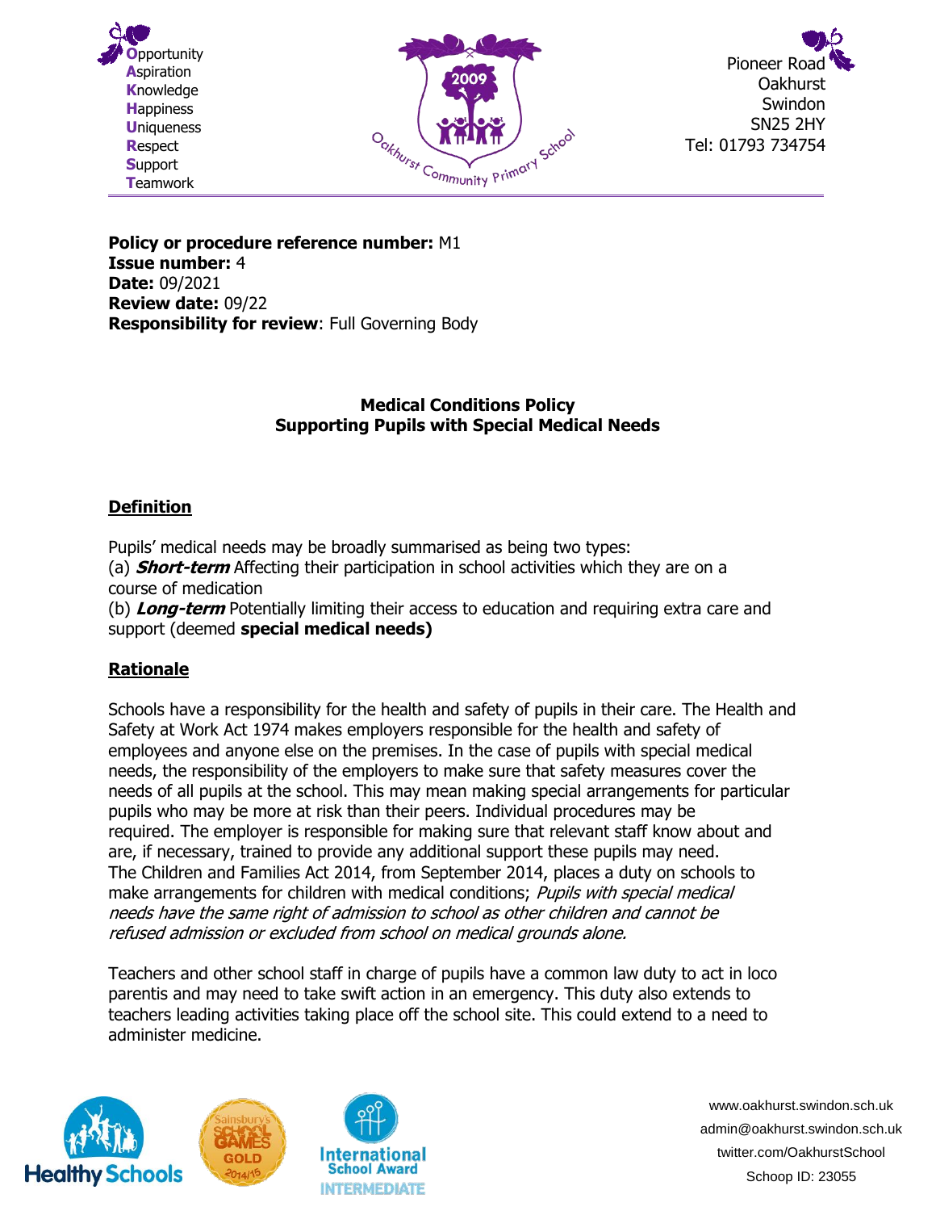**O**pportunity
**A**spiration
**K**nowledge
**H**appiness
**U**niqueness
**R**espect
**S**upport
**T**eamwork

Pioneer Road
Oakhurst
Swindon
SN25 2HY
Tel: 01793 734754

**Policy or procedure reference number:** M1
**Issue number:** 4
**Date:** 09/2021
**Review date:** 09/22
**Responsibility for review**: Full Governing Body

# Medical Conditions Policy
# Supporting Pupils with Special Medical Needs

## Definition

Pupils' medical needs may be broadly summarised as being two types:
(a) ***Short-term*** Affecting their participation in school activities which they are on a course of medication
(b) ***Long-term*** Potentially limiting their access to education and requiring extra care and support (deemed **special medical needs)**

## Rationale

Schools have a responsibility for the health and safety of pupils in their care. The Health and Safety at Work Act 1974 makes employers responsible for the health and safety of employees and anyone else on the premises. In the case of pupils with special medical needs, the responsibility of the employers to make sure that safety measures cover the needs of all pupils at the school. This may mean making special arrangements for particular pupils who may be more at risk than their peers. Individual procedures may be required. The employer is responsible for making sure that relevant staff know about and are, if necessary, trained to provide any additional support these pupils may need. The Children and Families Act 2014, from September 2014, places a duty on schools to make arrangements for children with medical conditions; *Pupils with special medical needs have the same right of admission to school as other children and cannot be refused admission or excluded from school on medical grounds alone.*

Teachers and other school staff in charge of pupils have a common law duty to act in loco parentis and may need to take swift action in an emergency. This duty also extends to teachers leading activities taking place off the school site. This could extend to a need to administer medicine.

www.oakhurst.swindon.sch.uk
admin@oakhurst.swindon.sch.uk
twitter.com/OakhurstSchool
Schoop ID: 23055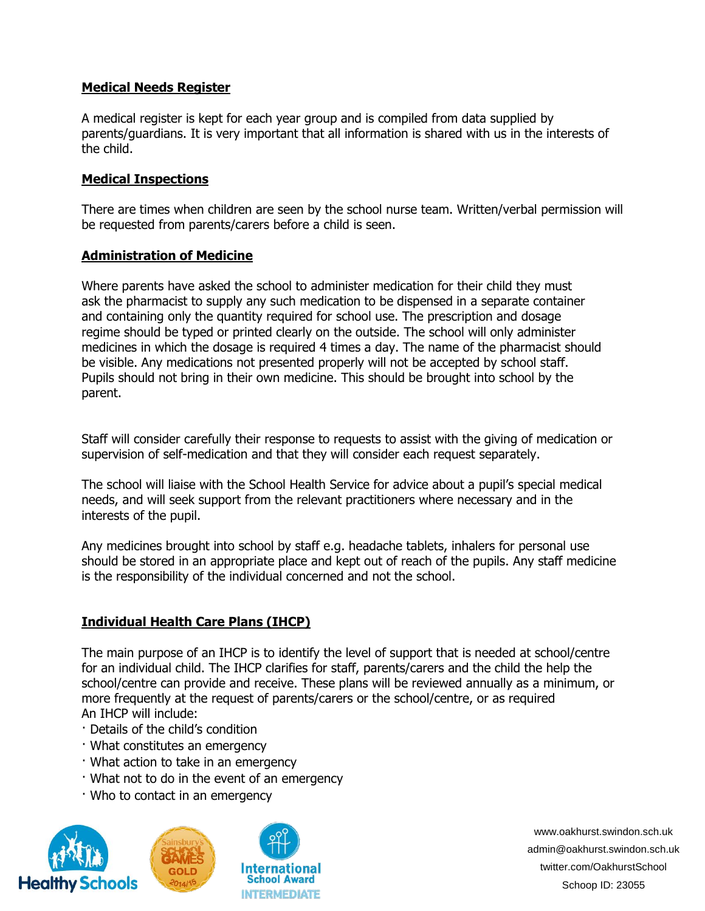**Medical Needs Register**

A medical register is kept for each year group and is compiled from data supplied by parents/guardians. It is very important that all information is shared with us in the interests of the child.

**Medical Inspections**

There are times when children are seen by the school nurse team. Written/verbal permission will be requested from parents/carers before a child is seen.

**Administration of Medicine**

Where parents have asked the school to administer medication for their child they must ask the pharmacist to supply any such medication to be dispensed in a separate container and containing only the quantity required for school use. The prescription and dosage regime should be typed or printed clearly on the outside. The school will only administer medicines in which the dosage is required 4 times a day. The name of the pharmacist should be visible. Any medications not presented properly will not be accepted by school staff. Pupils should not bring in their own medicine. This should be brought into school by the parent.

Staff will consider carefully their response to requests to assist with the giving of medication or supervision of self-medication and that they will consider each request separately.

The school will liaise with the School Health Service for advice about a pupil's special medical needs, and will seek support from the relevant practitioners where necessary and in the interests of the pupil.

Any medicines brought into school by staff e.g. headache tablets, inhalers for personal use should be stored in an appropriate place and kept out of reach of the pupils. Any staff medicine is the responsibility of the individual concerned and not the school.

**Individual Health Care Plans (IHCP)**

The main purpose of an IHCP is to identify the level of support that is needed at school/centre for an individual child. The IHCP clarifies for staff, parents/carers and the child the help the school/centre can provide and receive. These plans will be reviewed annually as a minimum, or more frequently at the request of parents/carers or the school/centre, or as required

An IHCP will include:

- Details of the child's condition
- What constitutes an emergency
- What action to take in an emergency
- What not to do in the event of an emergency
- Who to contact in an emergency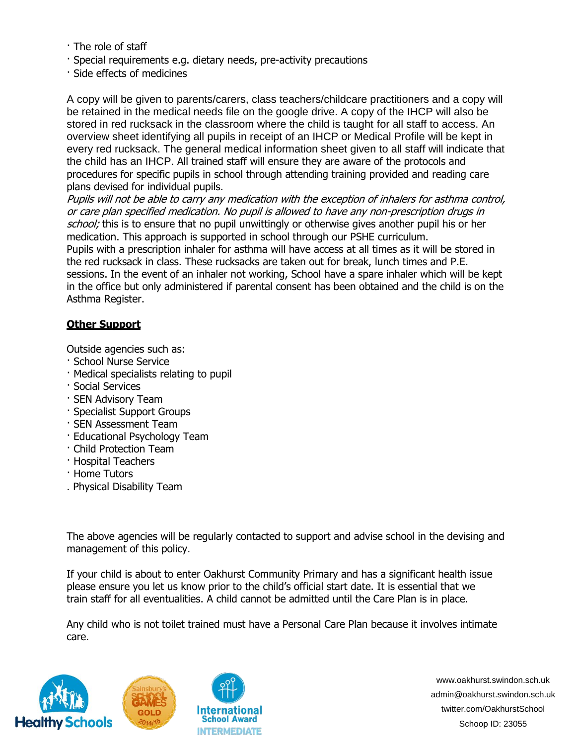- The role of staff
- Special requirements e.g. dietary needs, pre-activity precautions
- Side effects of medicines

A copy will be given to parents/carers, class teachers/childcare practitioners and a copy will be retained in the medical needs file on the google drive. A copy of the IHCP will also be stored in red rucksack in the classroom where the child is taught for all staff to access. An overview sheet identifying all pupils in receipt of an IHCP or Medical Profile will be kept in every red rucksack. The general medical information sheet given to all staff will indicate that the child has an IHCP. All trained staff will ensure they are aware of the protocols and procedures for specific pupils in school through attending training provided and reading care plans devised for individual pupils.
*Pupils will not be able to carry any medication with the exception of inhalers for asthma control, or care plan specified medication. No pupil is allowed to have any non-prescription drugs in school;* this is to ensure that no pupil unwittingly or otherwise gives another pupil his or her medication. This approach is supported in school through our PSHE curriculum.
Pupils with a prescription inhaler for asthma will have access at all times as it will be stored in the red rucksack in class. These rucksacks are taken out for break, lunch times and P.E. sessions. In the event of an inhaler not working, School have a spare inhaler which will be kept in the office but only administered if parental consent has been obtained and the child is on the Asthma Register.

**Other Support**

Outside agencies such as:
- School Nurse Service
- Medical specialists relating to pupil
- Social Services
- SEN Advisory Team
- Specialist Support Groups
- SEN Assessment Team
- Educational Psychology Team
- Child Protection Team
- Hospital Teachers
- Home Tutors
- Physical Disability Team

The above agencies will be regularly contacted to support and advise school in the devising and management of this policy.

If your child is about to enter Oakhurst Community Primary and has a significant health issue please ensure you let us know prior to the child's official start date. It is essential that we train staff for all eventualities. A child cannot be admitted until the Care Plan is in place.

Any child who is not toilet trained must have a Personal Care Plan because it involves intimate care.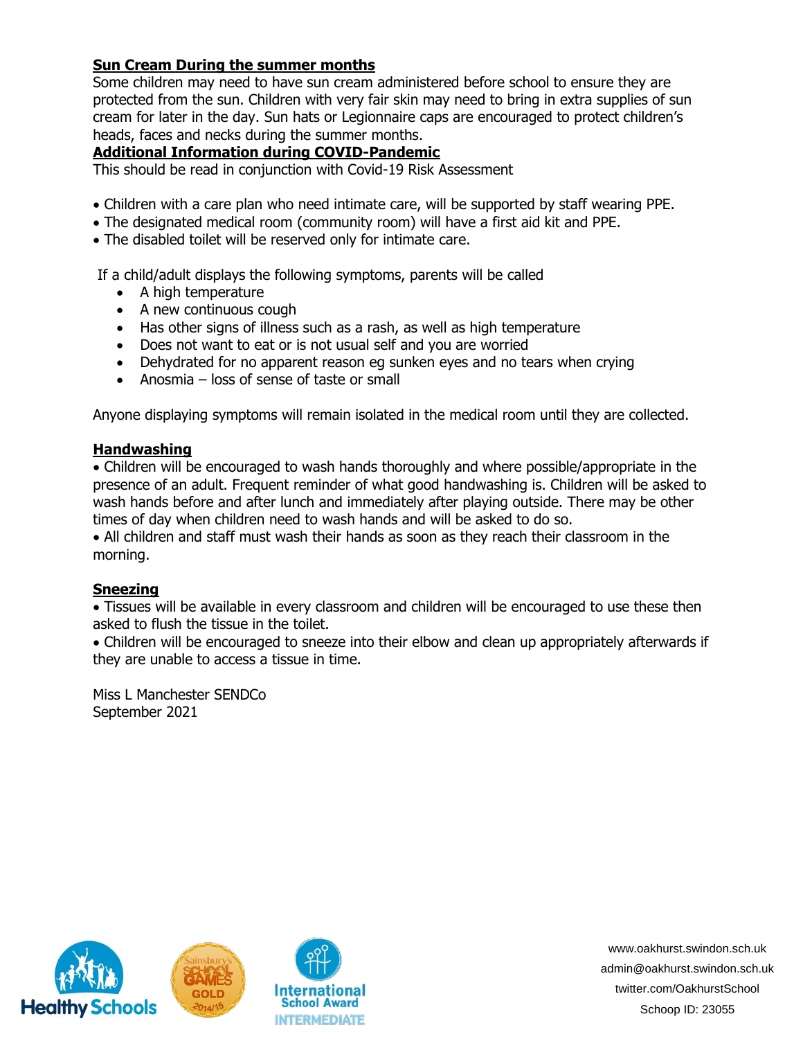**Sun Cream During the summer months**

Some children may need to have sun cream administered before school to ensure they are protected from the sun. Children with very fair skin may need to bring in extra supplies of sun cream for later in the day. Sun hats or Legionnaire caps are encouraged to protect children's heads, faces and necks during the summer months.

**Additional Information during COVID-Pandemic**

This should be read in conjunction with Covid-19 Risk Assessment

- Children with a care plan who need intimate care, will be supported by staff wearing PPE.
- The designated medical room (community room) will have a first aid kit and PPE.
- The disabled toilet will be reserved only for intimate care.

If a child/adult displays the following symptoms, parents will be called

- A high temperature
- A new continuous cough
- Has other signs of illness such as a rash, as well as high temperature
- Does not want to eat or is not usual self and you are worried
- Dehydrated for no apparent reason eg sunken eyes and no tears when crying
- Anosmia – loss of sense of taste or small

Anyone displaying symptoms will remain isolated in the medical room until they are collected.

**Handwashing**

- Children will be encouraged to wash hands thoroughly and where possible/appropriate in the presence of an adult. Frequent reminder of what good handwashing is. Children will be asked to wash hands before and after lunch and immediately after playing outside. There may be other times of day when children need to wash hands and will be asked to do so.
- All children and staff must wash their hands as soon as they reach their classroom in the morning.

**Sneezing**

- Tissues will be available in every classroom and children will be encouraged to use these then asked to flush the tissue in the toilet.
- Children will be encouraged to sneeze into their elbow and clean up appropriately afterwards if they are unable to access a tissue in time.

Miss L Manchester SENDCo
September 2021

Healthy Schools

Sainsbury's School Games GOLD 2014/15

International School Award INTERMEDIATE

www.oakhurst.swindon.sch.uk
admin@oakhurst.swindon.sch.uk
twitter.com/OakhurstSchool
Schoop ID: 23055